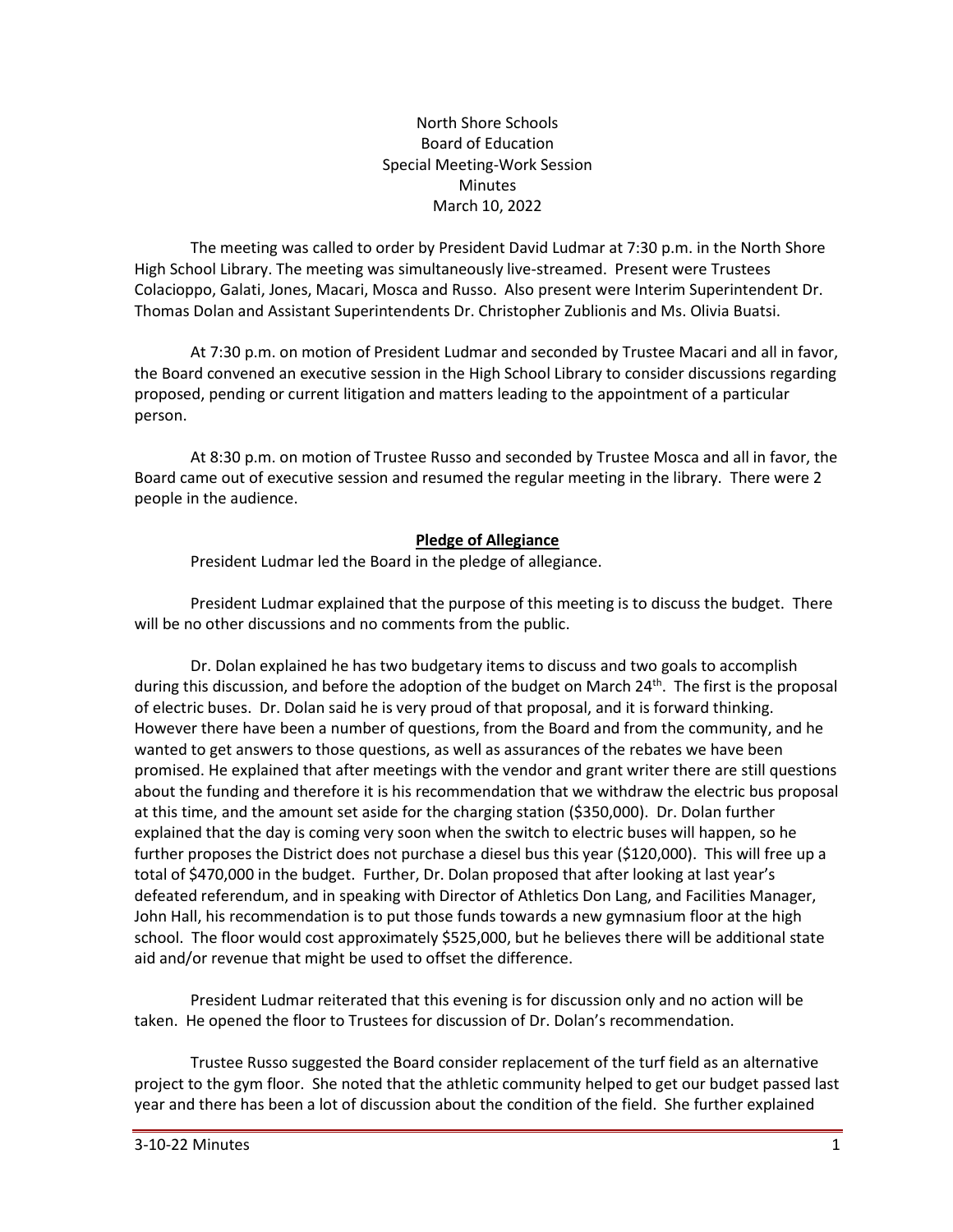North Shore Schools
Board of Education
Special Meeting-Work Session
Minutes
March 10, 2022

The meeting was called to order by President David Ludmar at 7:30 p.m. in the North Shore High School Library. The meeting was simultaneously live-streamed. Present were Trustees Colacioppo, Galati, Jones, Macari, Mosca and Russo. Also present were Interim Superintendent Dr. Thomas Dolan and Assistant Superintendents Dr. Christopher Zublionis and Ms. Olivia Buatsi.

At 7:30 p.m. on motion of President Ludmar and seconded by Trustee Macari and all in favor, the Board convened an executive session in the High School Library to consider discussions regarding proposed, pending or current litigation and matters leading to the appointment of a particular person.

At 8:30 p.m. on motion of Trustee Russo and seconded by Trustee Mosca and all in favor, the Board came out of executive session and resumed the regular meeting in the library. There were 2 people in the audience.

**Pledge of Allegiance**

President Ludmar led the Board in the pledge of allegiance.

President Ludmar explained that the purpose of this meeting is to discuss the budget. There will be no other discussions and no comments from the public.

Dr. Dolan explained he has two budgetary items to discuss and two goals to accomplish during this discussion, and before the adoption of the budget on March 24th. The first is the proposal of electric buses. Dr. Dolan said he is very proud of that proposal, and it is forward thinking. However there have been a number of questions, from the Board and from the community, and he wanted to get answers to those questions, as well as assurances of the rebates we have been promised. He explained that after meetings with the vendor and grant writer there are still questions about the funding and therefore it is his recommendation that we withdraw the electric bus proposal at this time, and the amount set aside for the charging station ($350,000). Dr. Dolan further explained that the day is coming very soon when the switch to electric buses will happen, so he further proposes the District does not purchase a diesel bus this year ($120,000). This will free up a total of $470,000 in the budget. Further, Dr. Dolan proposed that after looking at last year's defeated referendum, and in speaking with Director of Athletics Don Lang, and Facilities Manager, John Hall, his recommendation is to put those funds towards a new gymnasium floor at the high school. The floor would cost approximately $525,000, but he believes there will be additional state aid and/or revenue that might be used to offset the difference.

President Ludmar reiterated that this evening is for discussion only and no action will be taken. He opened the floor to Trustees for discussion of Dr. Dolan's recommendation.

Trustee Russo suggested the Board consider replacement of the turf field as an alternative project to the gym floor. She noted that the athletic community helped to get our budget passed last year and there has been a lot of discussion about the condition of the field. She further explained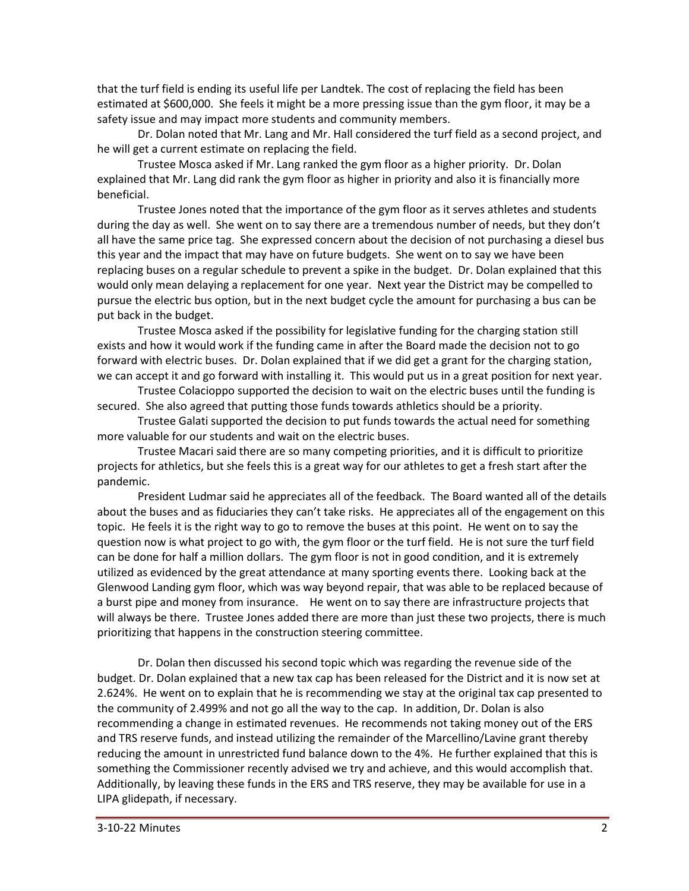that the turf field is ending its useful life per Landtek. The cost of replacing the field has been estimated at $600,000. She feels it might be a more pressing issue than the gym floor, it may be a safety issue and may impact more students and community members.

Dr. Dolan noted that Mr. Lang and Mr. Hall considered the turf field as a second project, and he will get a current estimate on replacing the field.

Trustee Mosca asked if Mr. Lang ranked the gym floor as a higher priority. Dr. Dolan explained that Mr. Lang did rank the gym floor as higher in priority and also it is financially more beneficial.

Trustee Jones noted that the importance of the gym floor as it serves athletes and students during the day as well. She went on to say there are a tremendous number of needs, but they don't all have the same price tag. She expressed concern about the decision of not purchasing a diesel bus this year and the impact that may have on future budgets. She went on to say we have been replacing buses on a regular schedule to prevent a spike in the budget. Dr. Dolan explained that this would only mean delaying a replacement for one year. Next year the District may be compelled to pursue the electric bus option, but in the next budget cycle the amount for purchasing a bus can be put back in the budget.

Trustee Mosca asked if the possibility for legislative funding for the charging station still exists and how it would work if the funding came in after the Board made the decision not to go forward with electric buses. Dr. Dolan explained that if we did get a grant for the charging station, we can accept it and go forward with installing it. This would put us in a great position for next year.

Trustee Colacioppo supported the decision to wait on the electric buses until the funding is secured. She also agreed that putting those funds towards athletics should be a priority.

Trustee Galati supported the decision to put funds towards the actual need for something more valuable for our students and wait on the electric buses.

Trustee Macari said there are so many competing priorities, and it is difficult to prioritize projects for athletics, but she feels this is a great way for our athletes to get a fresh start after the pandemic.

President Ludmar said he appreciates all of the feedback. The Board wanted all of the details about the buses and as fiduciaries they can't take risks. He appreciates all of the engagement on this topic. He feels it is the right way to go to remove the buses at this point. He went on to say the question now is what project to go with, the gym floor or the turf field. He is not sure the turf field can be done for half a million dollars. The gym floor is not in good condition, and it is extremely utilized as evidenced by the great attendance at many sporting events there. Looking back at the Glenwood Landing gym floor, which was way beyond repair, that was able to be replaced because of a burst pipe and money from insurance. He went on to say there are infrastructure projects that will always be there. Trustee Jones added there are more than just these two projects, there is much prioritizing that happens in the construction steering committee.

Dr. Dolan then discussed his second topic which was regarding the revenue side of the budget. Dr. Dolan explained that a new tax cap has been released for the District and it is now set at 2.624%. He went on to explain that he is recommending we stay at the original tax cap presented to the community of 2.499% and not go all the way to the cap. In addition, Dr. Dolan is also recommending a change in estimated revenues. He recommends not taking money out of the ERS and TRS reserve funds, and instead utilizing the remainder of the Marcellino/Lavine grant thereby reducing the amount in unrestricted fund balance down to the 4%. He further explained that this is something the Commissioner recently advised we try and achieve, and this would accomplish that. Additionally, by leaving these funds in the ERS and TRS reserve, they may be available for use in a LIPA glidepath, if necessary.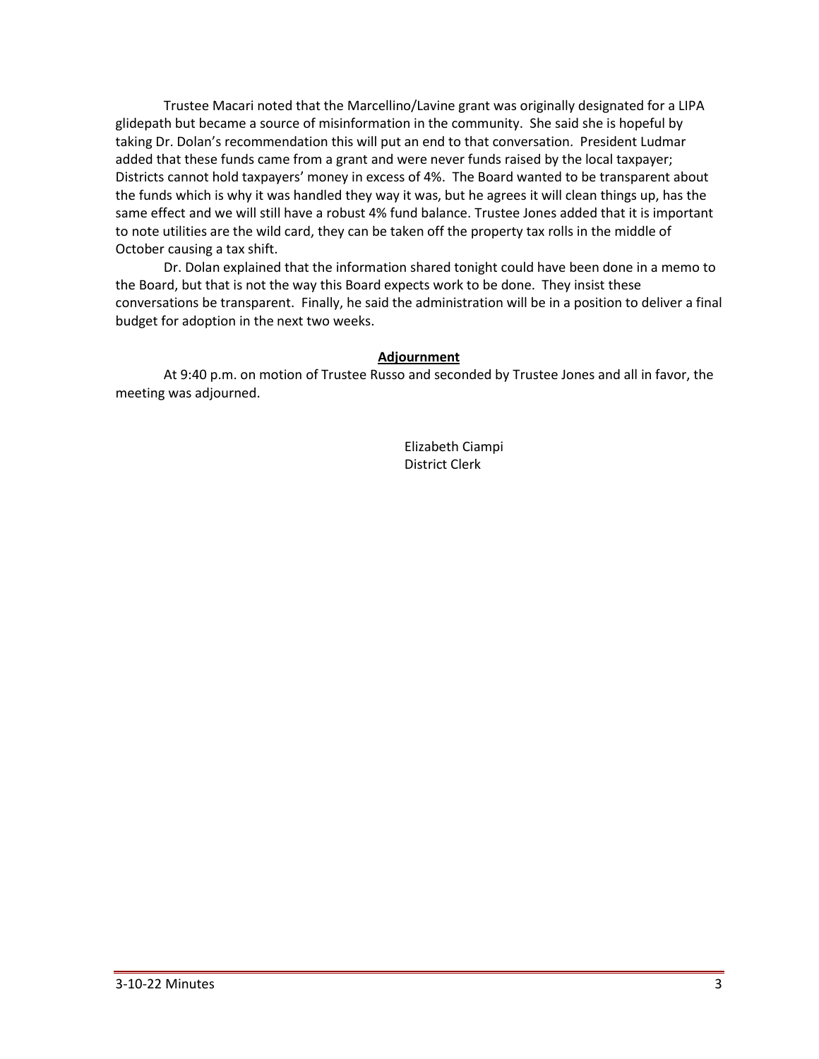Trustee Macari noted that the Marcellino/Lavine grant was originally designated for a LIPA glidepath but became a source of misinformation in the community. She said she is hopeful by taking Dr. Dolan's recommendation this will put an end to that conversation. President Ludmar added that these funds came from a grant and were never funds raised by the local taxpayer; Districts cannot hold taxpayers' money in excess of 4%. The Board wanted to be transparent about the funds which is why it was handled they way it was, but he agrees it will clean things up, has the same effect and we will still have a robust 4% fund balance. Trustee Jones added that it is important to note utilities are the wild card, they can be taken off the property tax rolls in the middle of October causing a tax shift.

Dr. Dolan explained that the information shared tonight could have been done in a memo to the Board, but that is not the way this Board expects work to be done. They insist these conversations be transparent. Finally, he said the administration will be in a position to deliver a final budget for adoption in the next two weeks.

**Adjournment**

At 9:40 p.m. on motion of Trustee Russo and seconded by Trustee Jones and all in favor, the meeting was adjourned.

Elizabeth Ciampi
District Clerk